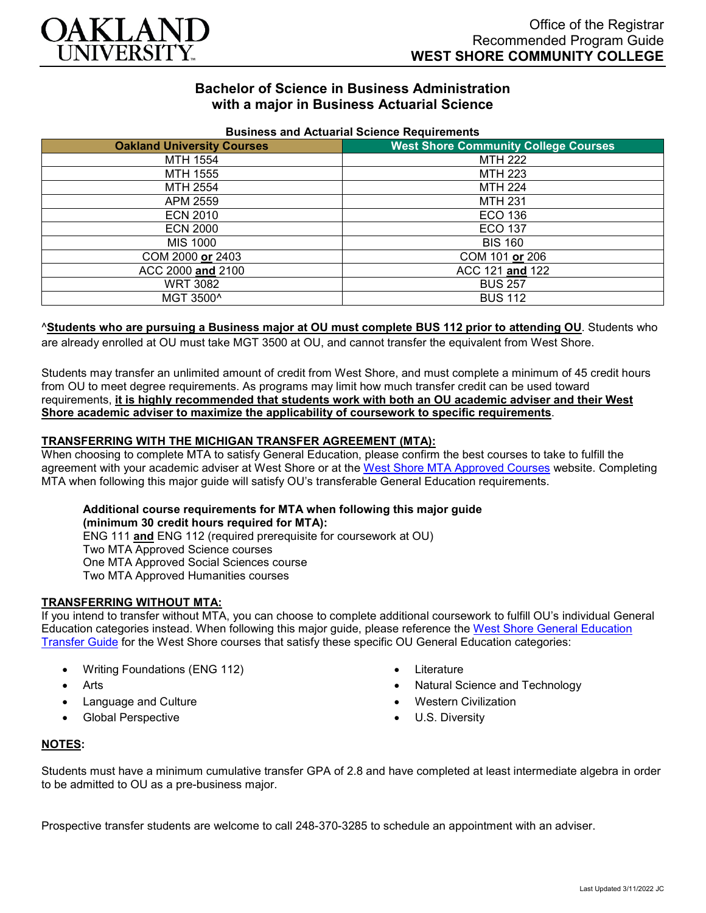Office of the Registrar
Recommended Program Guide
**WEST SHORE COMMUNITY COLLEGE**

## Bachelor of Science in Business Administration with a major in Business Actuarial Science

**Business and Actuarial Science Requirements**

| Oakland University Courses | West Shore Community College Courses |
|---|---|
| MTH 1554 | MTH 222 |
| MTH 1555 | MTH 223 |
| MTH 2554 | MTH 224 |
| APM 2559 | MTH 231 |
| ECN 2010 | ECO 136 |
| ECN 2000 | ECO 137 |
| MIS 1000 | BIS 160 |
| COM 2000 **or** 2403 | COM 101 **or** 206 |
| ACC 2000 **and** 2100 | ACC 121 **and** 122 |
| WRT 3082 | BUS 257 |
| MGT 3500^ | BUS 112 |

^**Students who are pursuing a Business major at OU must complete BUS 112 prior to attending OU**. Students who are already enrolled at OU must take MGT 3500 at OU, and cannot transfer the equivalent from West Shore.

Students may transfer an unlimited amount of credit from West Shore, and must complete a minimum of 45 credit hours from OU to meet degree requirements. As programs may limit how much transfer credit can be used toward requirements, **it is highly recommended that students work with both an OU academic adviser and their West Shore academic adviser to maximize the applicability of coursework to specific requirements**.

### TRANSFERRING WITH THE MICHIGAN TRANSFER AGREEMENT (MTA):

When choosing to complete MTA to satisfy General Education, please confirm the best courses to take to fulfill the agreement with your academic adviser at West Shore or at the West Shore MTA Approved Courses website. Completing MTA when following this major guide will satisfy OU's transferable General Education requirements.

**Additional course requirements for MTA when following this major guide (minimum 30 credit hours required for MTA):**
ENG 111 **and** ENG 112 (required prerequisite for coursework at OU)
Two MTA Approved Science courses
One MTA Approved Social Sciences course
Two MTA Approved Humanities courses

### TRANSFERRING WITHOUT MTA:

If you intend to transfer without MTA, you can choose to complete additional coursework to fulfill OU's individual General Education categories instead. When following this major guide, please reference the West Shore General Education Transfer Guide for the West Shore courses that satisfy these specific OU General Education categories:

- Writing Foundations (ENG 112)
- Arts
- Language and Culture
- Global Perspective
- Literature
- Natural Science and Technology
- Western Civilization
- U.S. Diversity

### NOTES:

Students must have a minimum cumulative transfer GPA of 2.8 and have completed at least intermediate algebra in order to be admitted to OU as a pre-business major.

Prospective transfer students are welcome to call 248-370-3285 to schedule an appointment with an adviser.

Last Updated 3/11/2022 JC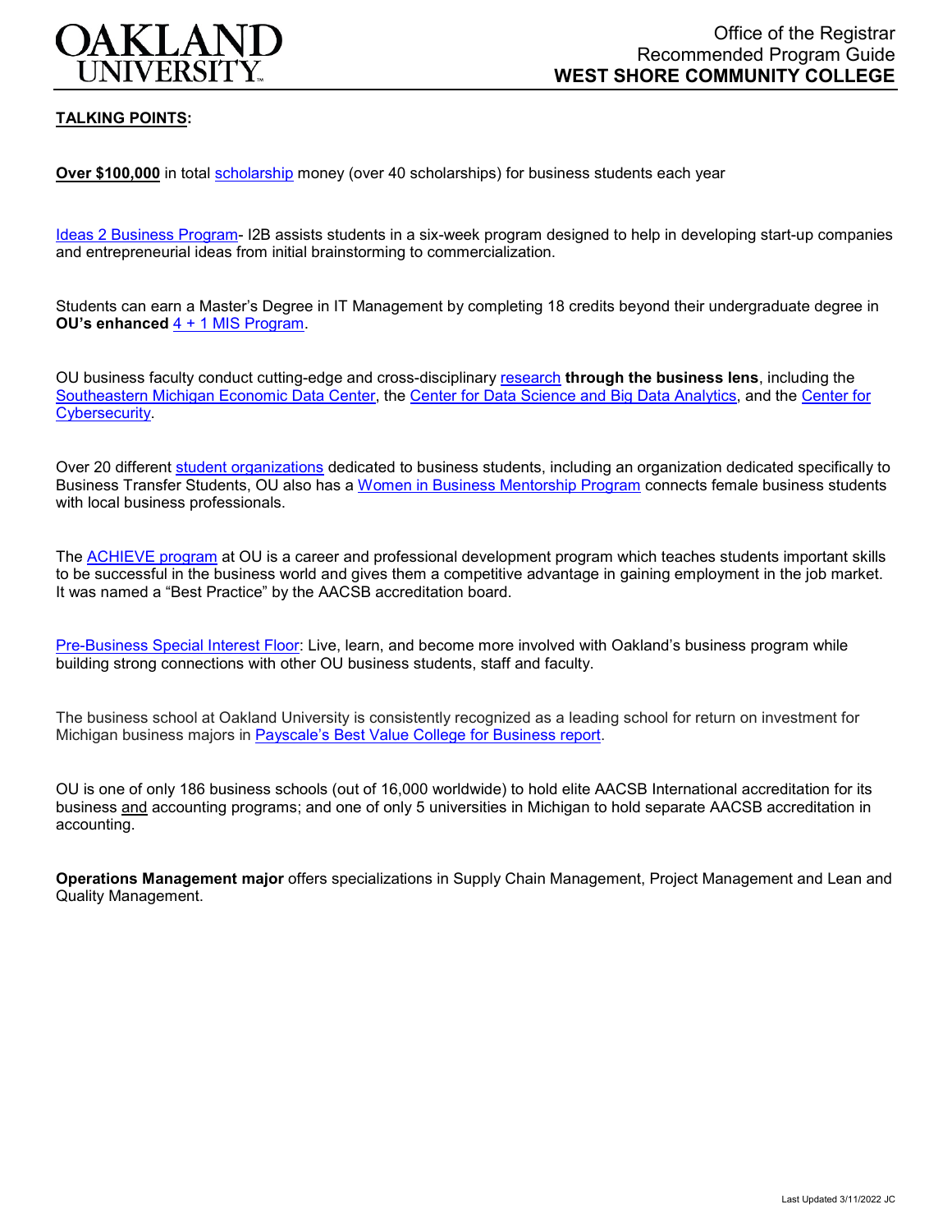**TALKING POINTS:**

**Over $100,000** in total scholarship money (over 40 scholarships) for business students each year

Ideas 2 Business Program- I2B assists students in a six-week program designed to help in developing start-up companies and entrepreneurial ideas from initial brainstorming to commercialization.

Students can earn a Master's Degree in IT Management by completing 18 credits beyond their undergraduate degree in **OU's enhanced** 4 + 1 MIS Program.

OU business faculty conduct cutting-edge and cross-disciplinary research **through the business lens**, including the Southeastern Michigan Economic Data Center, the Center for Data Science and Big Data Analytics, and the Center for Cybersecurity.

Over 20 different student organizations dedicated to business students, including an organization dedicated specifically to Business Transfer Students, OU also has a Women in Business Mentorship Program connects female business students with local business professionals.

The ACHIEVE program at OU is a career and professional development program which teaches students important skills to be successful in the business world and gives them a competitive advantage in gaining employment in the job market. It was named a "Best Practice" by the AACSB accreditation board.

Pre-Business Special Interest Floor: Live, learn, and become more involved with Oakland's business program while building strong connections with other OU business students, staff and faculty.

The business school at Oakland University is consistently recognized as a leading school for return on investment for Michigan business majors in Payscale's Best Value College for Business report.

OU is one of only 186 business schools (out of 16,000 worldwide) to hold elite AACSB International accreditation for its business and accounting programs; and one of only 5 universities in Michigan to hold separate AACSB accreditation in accounting.

**Operations Management major** offers specializations in Supply Chain Management, Project Management and Lean and Quality Management.